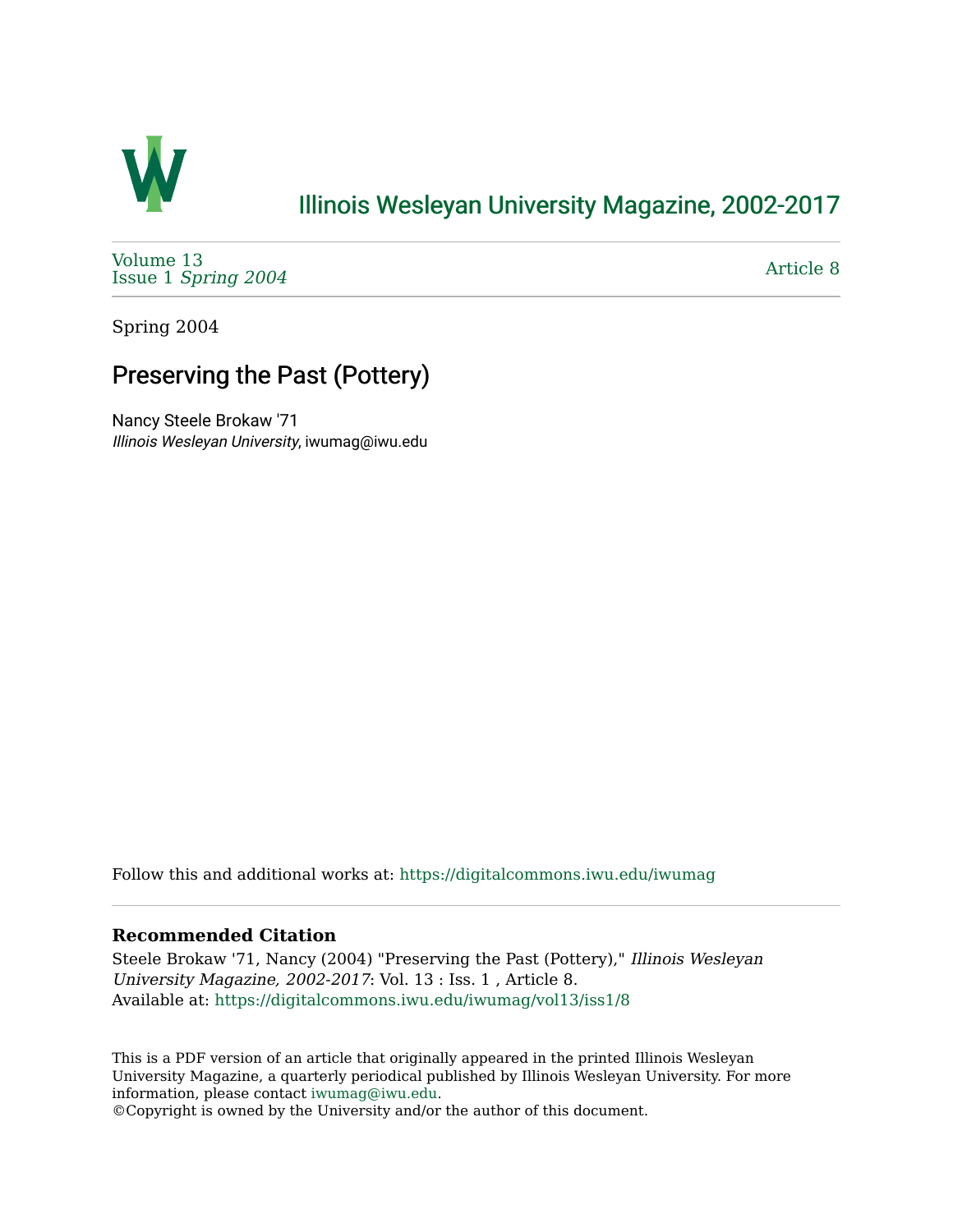# Illinois Wesleyan University Magazine, 2002-2017

Volume 13
Issue 1 *Spring 2004*

Article 8

Spring 2004

## Preserving the Past (Pottery)

Nancy Steele Brokaw '71
*Illinois Wesleyan University*, iwumag@iwu.edu

Follow this and additional works at: https://digitalcommons.iwu.edu/iwumag

**Recommended Citation**

Steele Brokaw '71, Nancy (2004) "Preserving the Past (Pottery)," *Illinois Wesleyan University Magazine, 2002-2017*: Vol. 13 : Iss. 1 , Article 8.
Available at: https://digitalcommons.iwu.edu/iwumag/vol13/iss1/8

This is a PDF version of an article that originally appeared in the printed Illinois Wesleyan University Magazine, a quarterly periodical published by Illinois Wesleyan University. For more information, please contact iwumag@iwu.edu.
©Copyright is owned by the University and/or the author of this document.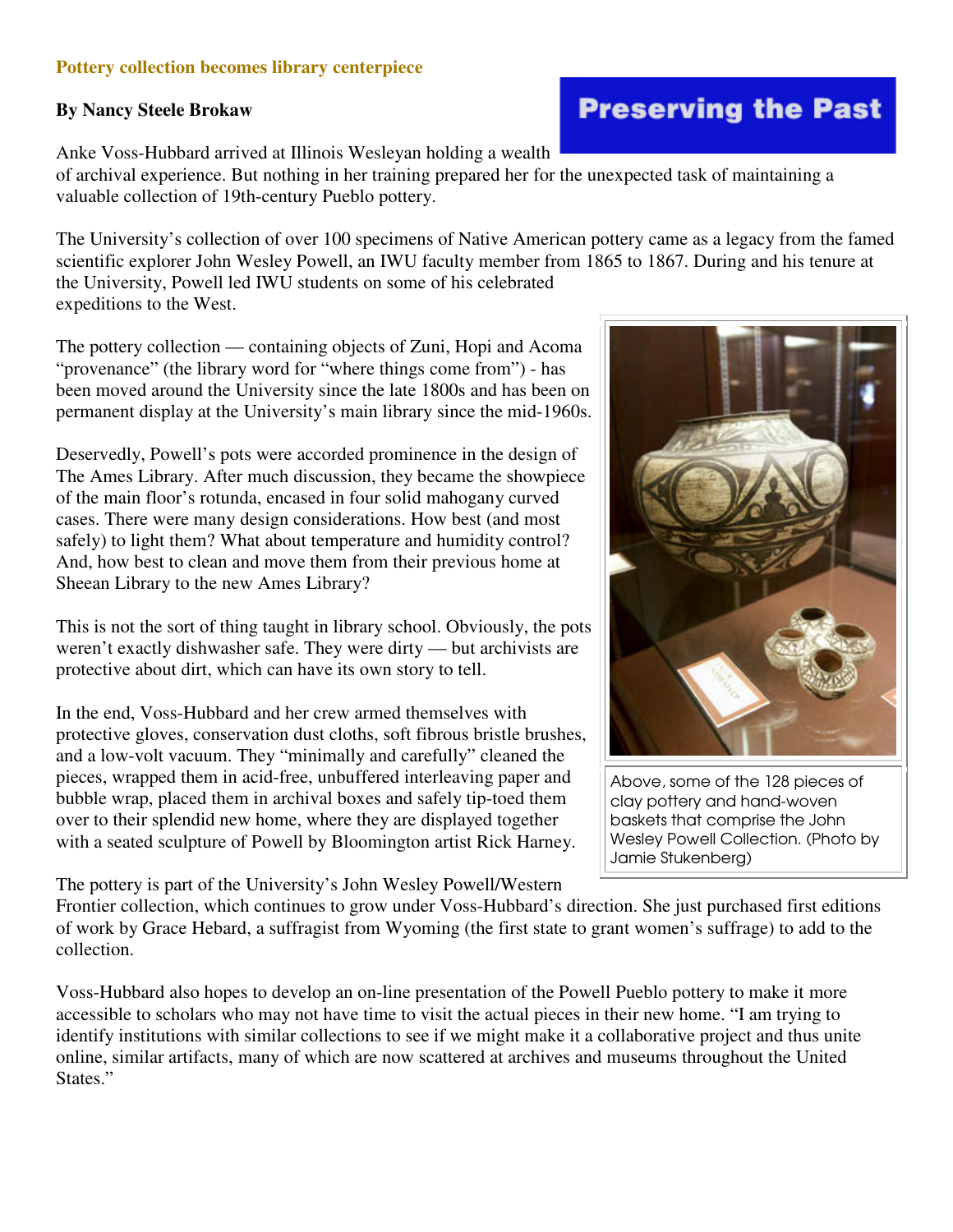### Pottery collection becomes library centerpiece

## Preserving the Past

**By Nancy Steele Brokaw**

Anke Voss-Hubbard arrived at Illinois Wesleyan holding a wealth of archival experience. But nothing in her training prepared her for the unexpected task of maintaining a valuable collection of 19th-century Pueblo pottery.

The University's collection of over 100 specimens of Native American pottery came as a legacy from the famed scientific explorer John Wesley Powell, an IWU faculty member from 1865 to 1867. During and his tenure at the University, Powell led IWU students on some of his celebrated expeditions to the West.

The pottery collection — containing objects of Zuni, Hopi and Acoma "provenance" (the library word for "where things come from") - has been moved around the University since the late 1800s and has been on permanent display at the University's main library since the mid-1960s.

Deservedly, Powell's pots were accorded prominence in the design of The Ames Library. After much discussion, they became the showpiece of the main floor's rotunda, encased in four solid mahogany curved cases. There were many design considerations. How best (and most safely) to light them? What about temperature and humidity control? And, how best to clean and move them from their previous home at Sheean Library to the new Ames Library?

This is not the sort of thing taught in library school. Obviously, the pots weren't exactly dishwasher safe. They were dirty — but archivists are protective about dirt, which can have its own story to tell.

In the end, Voss-Hubbard and her crew armed themselves with protective gloves, conservation dust cloths, soft fibrous bristle brushes, and a low-volt vacuum. They "minimally and carefully" cleaned the pieces, wrapped them in acid-free, unbuffered interleaving paper and bubble wrap, placed them in archival boxes and safely tip-toed them over to their splendid new home, where they are displayed together with a seated sculpture of Powell by Bloomington artist Rick Harney.

Above, some of the 128 pieces of clay pottery and hand-woven baskets that comprise the John Wesley Powell Collection. (Photo by Jamie Stukenberg)

The pottery is part of the University's John Wesley Powell/Western Frontier collection, which continues to grow under Voss-Hubbard's direction. She just purchased first editions of work by Grace Hebard, a suffragist from Wyoming (the first state to grant women's suffrage) to add to the collection.

Voss-Hubbard also hopes to develop an on-line presentation of the Powell Pueblo pottery to make it more accessible to scholars who may not have time to visit the actual pieces in their new home. "I am trying to identify institutions with similar collections to see if we might make it a collaborative project and thus unite online, similar artifacts, many of which are now scattered at archives and museums throughout the United States."